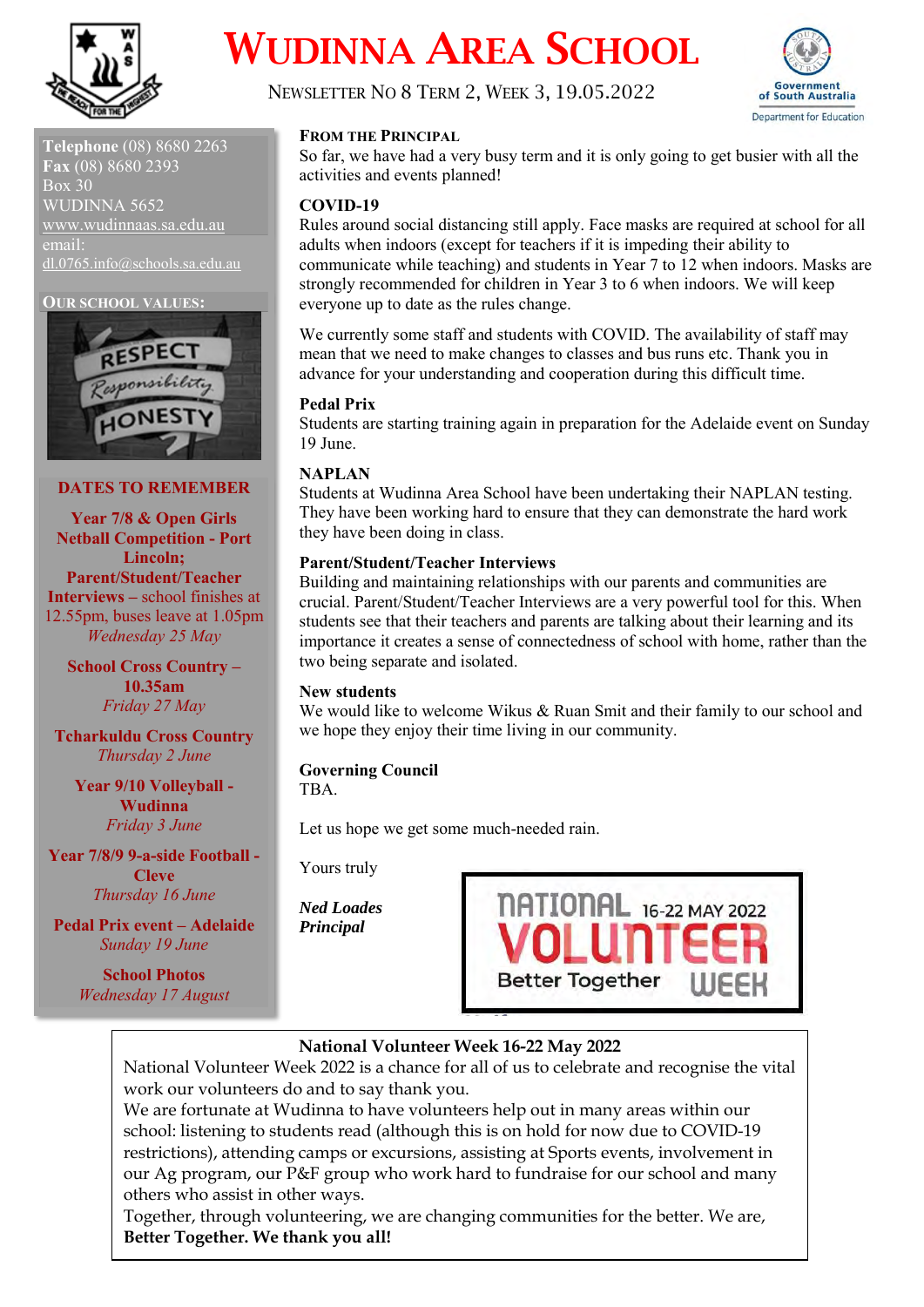# WUDINNA AREA SCHOOL

NEWSLETTER NO 8 TERM 2, WEEK 3, 19.05.2022

**Telephone** (08) 8680 2263
**Fax** (08) 8680 2393
Box 30
WUDINNA 5652
www.wudinnaas.sa.edu.au
email:
dl.0765.info@schools.sa.edu.au

**OUR SCHOOL VALUES:**

RESPECT
Responsibility
HONESTY

## DATES TO REMEMBER

**Year 7/8 & Open Girls Netball Competition - Port Lincoln; Parent/Student/Teacher Interviews** – school finishes at 12.55pm, buses leave at 1.05pm
*Wednesday 25 May*

**School Cross Country – 10.35am**
*Friday 27 May*

**Tcharkuldu Cross Country**
*Thursday 2 June*

**Year 9/10 Volleyball - Wudinna**
*Friday 3 June*

**Year 7/8/9 9-a-side Football - Cleve**
*Thursday 16 June*

**Pedal Prix event – Adelaide**
*Sunday 19 June*

**School Photos**
*Wednesday 17 August*

## FROM THE PRINCIPAL

So far, we have had a very busy term and it is only going to get busier with all the activities and events planned!

### COVID-19

Rules around social distancing still apply. Face masks are required at school for all adults when indoors (except for teachers if it is impeding their ability to communicate while teaching) and students in Year 7 to 12 when indoors. Masks are strongly recommended for children in Year 3 to 6 when indoors. We will keep everyone up to date as the rules change.

We currently some staff and students with COVID. The availability of staff may mean that we need to make changes to classes and bus runs etc. Thank you in advance for your understanding and cooperation during this difficult time.

### Pedal Prix

Students are starting training again in preparation for the Adelaide event on Sunday 19 June.

### NAPLAN

Students at Wudinna Area School have been undertaking their NAPLAN testing. They have been working hard to ensure that they can demonstrate the hard work they have been doing in class.

### Parent/Student/Teacher Interviews

Building and maintaining relationships with our parents and communities are crucial. Parent/Student/Teacher Interviews are a very powerful tool for this. When students see that their teachers and parents are talking about their learning and its importance it creates a sense of connectedness of school with home, rather than the two being separate and isolated.

### New students

We would like to welcome Wikus & Ruan Smit and their family to our school and we hope they enjoy their time living in our community.

### Governing Council

TBA.

Let us hope we get some much-needed rain.

Yours truly

***Ned Loades***
***Principal***

NATIONAL VOLUNTEER WEEK 16-22 MAY 2022 Better Together

### National Volunteer Week 16-22 May 2022

National Volunteer Week 2022 is a chance for all of us to celebrate and recognise the vital work our volunteers do and to say thank you.

We are fortunate at Wudinna to have volunteers help out in many areas within our school: listening to students read (although this is on hold for now due to COVID-19 restrictions), attending camps or excursions, assisting at Sports events, involvement in our Ag program, our P&F group who work hard to fundraise for our school and many others who assist in other ways.

Together, through volunteering, we are changing communities for the better. We are, **Better Together. We thank you all!**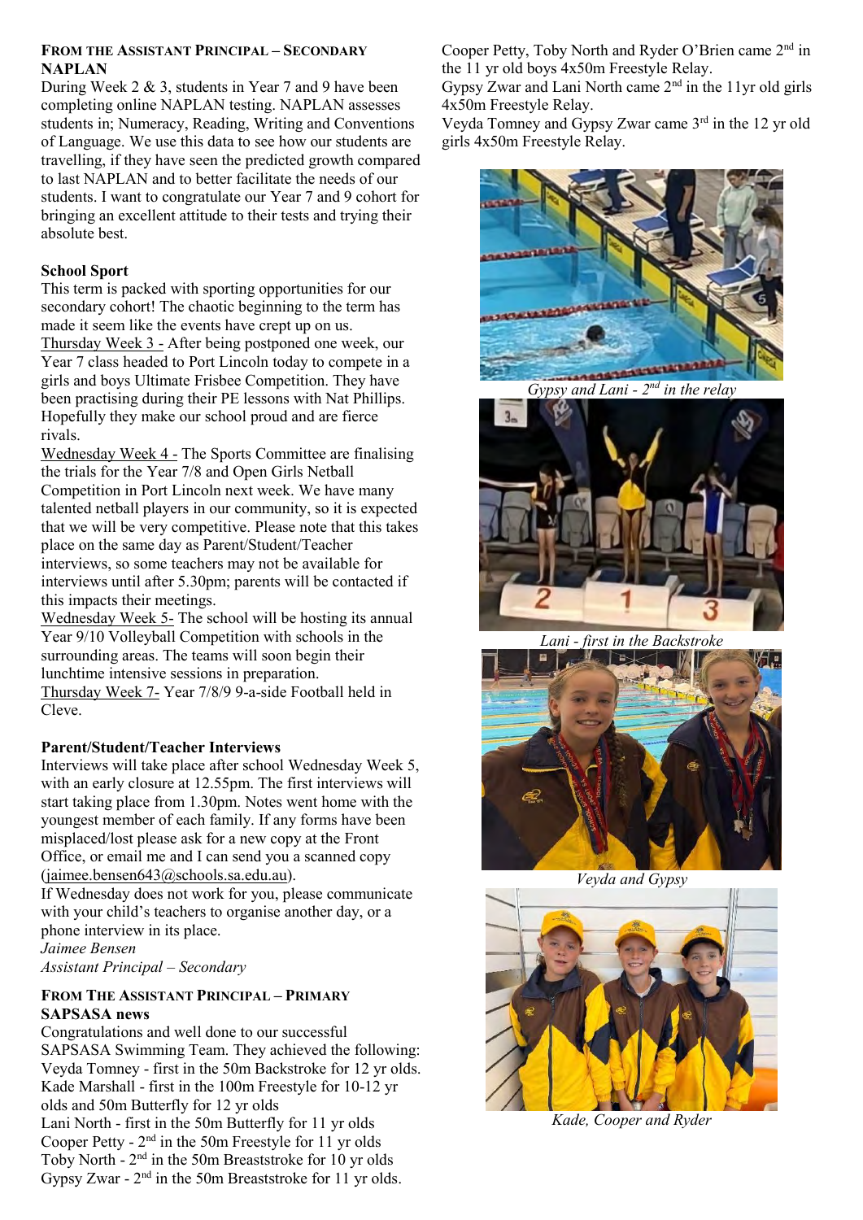## From the Assistant Principal – Secondary

### NAPLAN

During Week 2 & 3, students in Year 7 and 9 have been completing online NAPLAN testing. NAPLAN assesses students in; Numeracy, Reading, Writing and Conventions of Language. We use this data to see how our students are travelling, if they have seen the predicted growth compared to last NAPLAN and to better facilitate the needs of our students. I want to congratulate our Year 7 and 9 cohort for bringing an excellent attitude to their tests and trying their absolute best.

### School Sport

This term is packed with sporting opportunities for our secondary cohort! The chaotic beginning to the term has made it seem like the events have crept up on us.

Thursday Week 3 - After being postponed one week, our Year 7 class headed to Port Lincoln today to compete in a girls and boys Ultimate Frisbee Competition. They have been practising during their PE lessons with Nat Phillips. Hopefully they make our school proud and are fierce rivals.

Wednesday Week 4 - The Sports Committee are finalising the trials for the Year 7/8 and Open Girls Netball Competition in Port Lincoln next week. We have many talented netball players in our community, so it is expected that we will be very competitive. Please note that this takes place on the same day as Parent/Student/Teacher interviews, so some teachers may not be available for interviews until after 5.30pm; parents will be contacted if this impacts their meetings.

Wednesday Week 5- The school will be hosting its annual Year 9/10 Volleyball Competition with schools in the surrounding areas. The teams will soon begin their lunchtime intensive sessions in preparation.

Thursday Week 7- Year 7/8/9 9-a-side Football held in Cleve.

### Parent/Student/Teacher Interviews

Interviews will take place after school Wednesday Week 5, with an early closure at 12.55pm. The first interviews will start taking place from 1.30pm. Notes went home with the youngest member of each family. If any forms have been misplaced/lost please ask for a new copy at the Front Office, or email me and I can send you a scanned copy (jaimee.bensen643@schools.sa.edu.au).

If Wednesday does not work for you, please communicate with your child's teachers to organise another day, or a phone interview in its place.

*Jaimee Bensen*
*Assistant Principal – Secondary*

## From The Assistant Principal – Primary

### SAPSASA news

Congratulations and well done to our successful SAPSASA Swimming Team. They achieved the following:

Veyda Tomney - first in the 50m Backstroke for 12 yr olds.
Kade Marshall - first in the 100m Freestyle for 10-12 yr olds and 50m Butterfly for 12 yr olds
Lani North - first in the 50m Butterfly for 11 yr olds
Cooper Petty - 2nd in the 50m Freestyle for 11 yr olds
Toby North - 2nd in the 50m Breaststroke for 10 yr olds
Gypsy Zwar - 2nd in the 50m Breaststroke for 11 yr olds.
Cooper Petty, Toby North and Ryder O'Brien came 2nd in the 11 yr old boys 4x50m Freestyle Relay.
Gypsy Zwar and Lani North came 2nd in the 11yr old girls 4x50m Freestyle Relay.
Veyda Tomney and Gypsy Zwar came 3rd in the 12 yr old girls 4x50m Freestyle Relay.

*Gypsy and Lani - 2nd in the relay*

*Lani - first in the Backstroke*

*Veyda and Gypsy*

*Kade, Cooper and Ryder*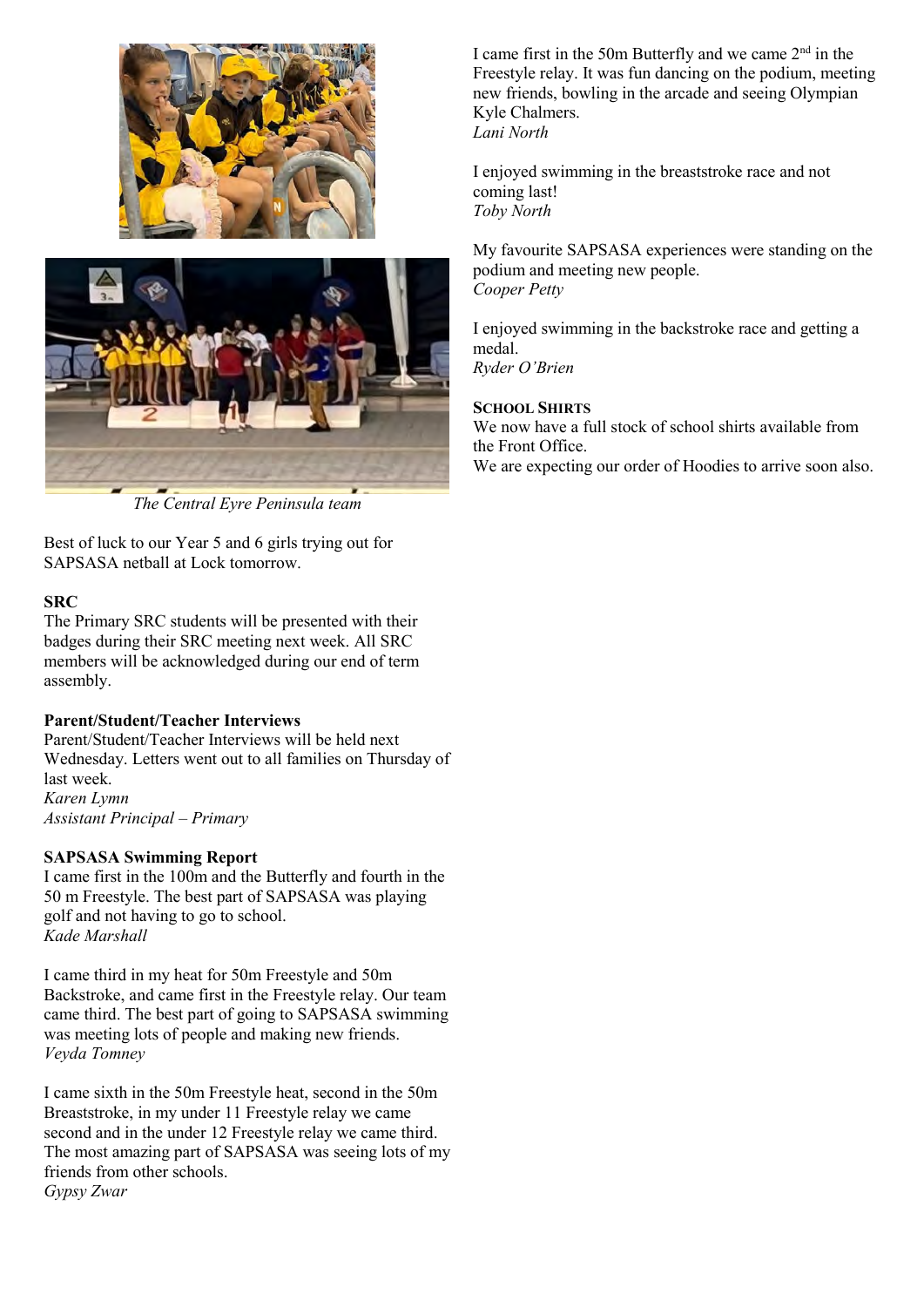*The Central Eyre Peninsula team*

Best of luck to our Year 5 and 6 girls trying out for SAPSASA netball at Lock tomorrow.

**SRC**

The Primary SRC students will be presented with their badges during their SRC meeting next week. All SRC members will be acknowledged during our end of term assembly.

**Parent/Student/Teacher Interviews**

Parent/Student/Teacher Interviews will be held next Wednesday. Letters went out to all families on Thursday of last week.

*Karen Lymn*
*Assistant Principal – Primary*

**SAPSASA Swimming Report**

I came first in the 100m and the Butterfly and fourth in the 50 m Freestyle. The best part of SAPSASA was playing golf and not having to go to school.
*Kade Marshall*

I came third in my heat for 50m Freestyle and 50m Backstroke, and came first in the Freestyle relay. Our team came third. The best part of going to SAPSASA swimming was meeting lots of people and making new friends.
*Veyda Tomney*

I came sixth in the 50m Freestyle heat, second in the 50m Breaststroke, in my under 11 Freestyle relay we came second and in the under 12 Freestyle relay we came third. The most amazing part of SAPSASA was seeing lots of my friends from other schools.
*Gypsy Zwar*

I came first in the 50m Butterfly and we came 2nd in the Freestyle relay. It was fun dancing on the podium, meeting new friends, bowling in the arcade and seeing Olympian Kyle Chalmers.
*Lani North*

I enjoyed swimming in the breaststroke race and not coming last!
*Toby North*

My favourite SAPSASA experiences were standing on the podium and meeting new people.
*Cooper Petty*

I enjoyed swimming in the backstroke race and getting a medal.
*Ryder O'Brien*

**SCHOOL SHIRTS**

We now have a full stock of school shirts available from the Front Office.
We are expecting our order of Hoodies to arrive soon also.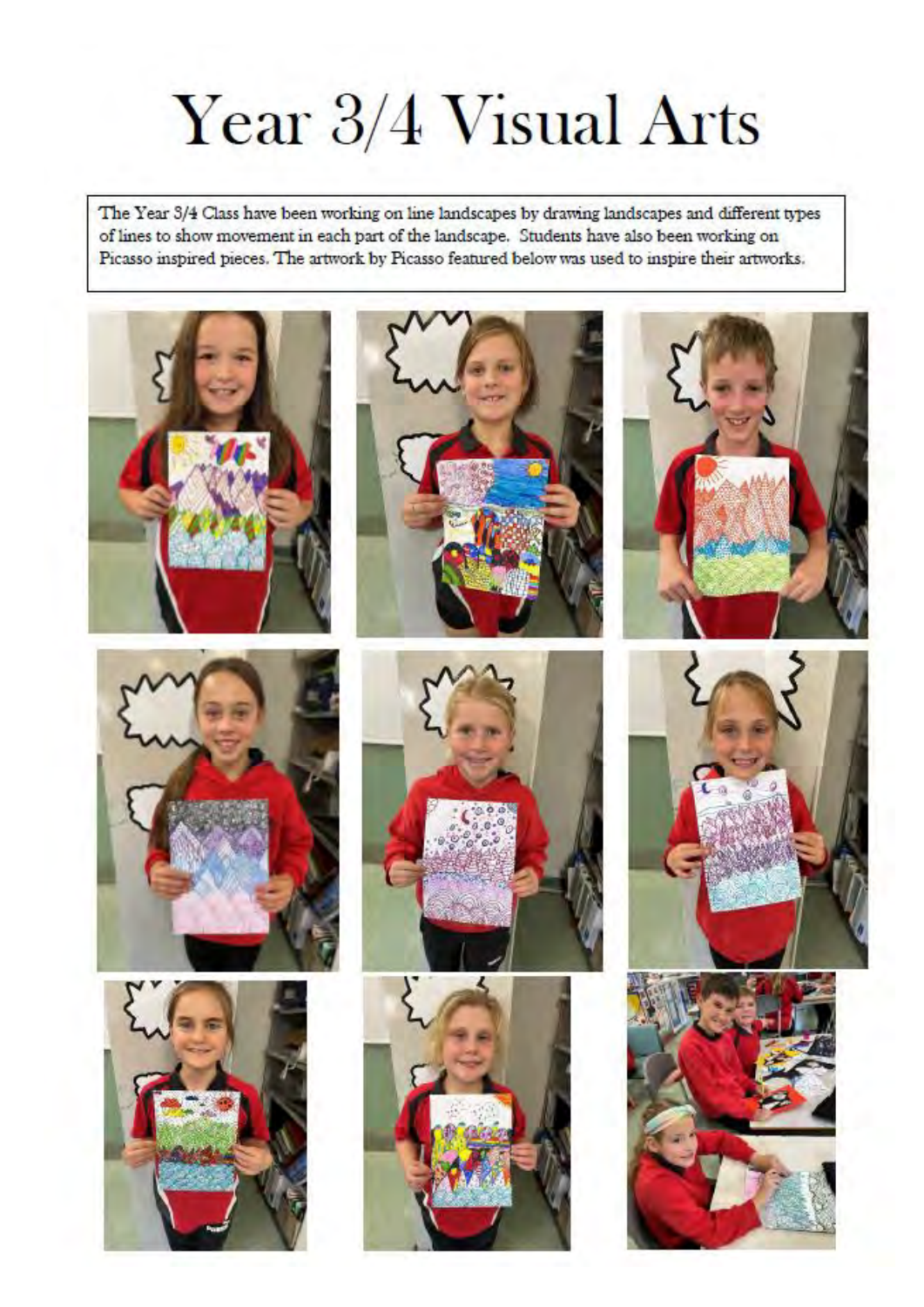# Year 3/4 Visual Arts

The Year 3/4 Class have been working on line landscapes by drawing landscapes and different types of lines to show movement in each part of the landscape. Students have also been working on Picasso inspired pieces. The artwork by Picasso featured below was used to inspire their artworks.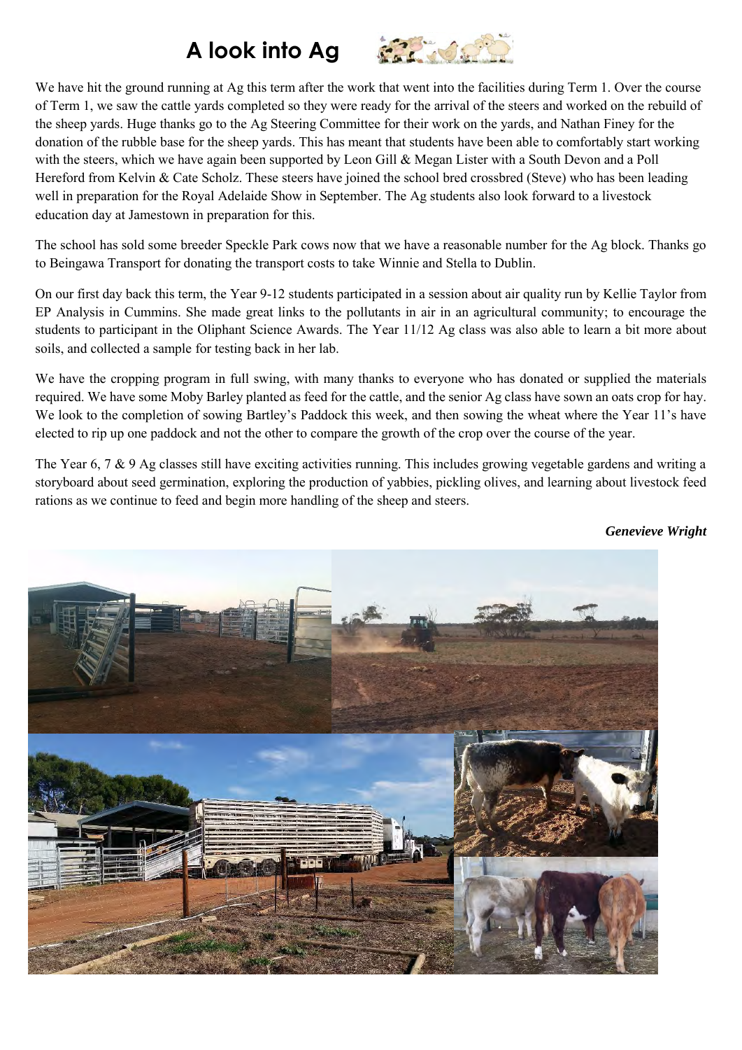# A look into Ag

We have hit the ground running at Ag this term after the work that went into the facilities during Term 1. Over the course of Term 1, we saw the cattle yards completed so they were ready for the arrival of the steers and worked on the rebuild of the sheep yards. Huge thanks go to the Ag Steering Committee for their work on the yards, and Nathan Finey for the donation of the rubble base for the sheep yards. This has meant that students have been able to comfortably start working with the steers, which we have again been supported by Leon Gill & Megan Lister with a South Devon and a Poll Hereford from Kelvin & Cate Scholz. These steers have joined the school bred crossbred (Steve) who has been leading well in preparation for the Royal Adelaide Show in September. The Ag students also look forward to a livestock education day at Jamestown in preparation for this.

The school has sold some breeder Speckle Park cows now that we have a reasonable number for the Ag block. Thanks go to Beingawa Transport for donating the transport costs to take Winnie and Stella to Dublin.

On our first day back this term, the Year 9-12 students participated in a session about air quality run by Kellie Taylor from EP Analysis in Cummins. She made great links to the pollutants in air in an agricultural community; to encourage the students to participant in the Oliphant Science Awards. The Year 11/12 Ag class was also able to learn a bit more about soils, and collected a sample for testing back in her lab.

We have the cropping program in full swing, with many thanks to everyone who has donated or supplied the materials required. We have some Moby Barley planted as feed for the cattle, and the senior Ag class have sown an oats crop for hay. We look to the completion of sowing Bartley's Paddock this week, and then sowing the wheat where the Year 11's have elected to rip up one paddock and not the other to compare the growth of the crop over the course of the year.

The Year 6, 7 & 9 Ag classes still have exciting activities running. This includes growing vegetable gardens and writing a storyboard about seed germination, exploring the production of yabbies, pickling olives, and learning about livestock feed rations as we continue to feed and begin more handling of the sheep and steers.

***Genevieve Wright***